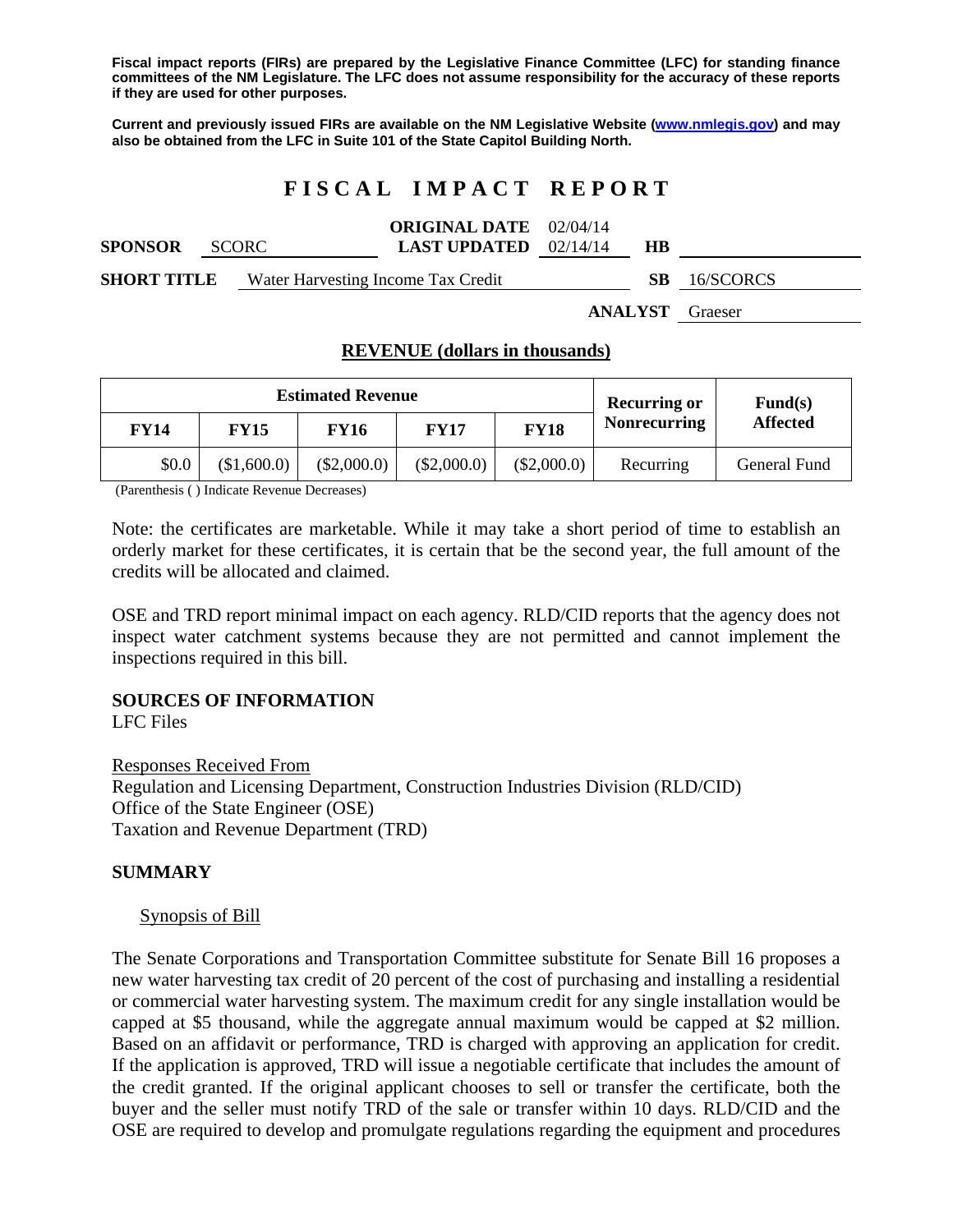**Fiscal impact reports (FIRs) are prepared by the Legislative Finance Committee (LFC) for standing finance committees of the NM Legislature. The LFC does not assume responsibility for the accuracy of these reports if they are used for other purposes.**

**Current and previously issued FIRs are available on the NM Legislative Website (www.nmlegis.gov) and may also be obtained from the LFC in Suite 101 of the State Capitol Building North.**

# FISCAL IMPACT REPORT

| | | | | | |
|---|---|---|---|---|---|
| **SPONSOR** | SCORC | **ORIGINAL DATE** / **LAST UPDATED** | 02/04/14 / 02/14/14 | **HB** | |
| **SHORT TITLE** | Water Harvesting Income Tax Credit | | | **SB** | 16/SCORCS |
| | | | | **ANALYST** | Graeser |

## REVENUE (dollars in thousands)

| Estimated Revenue | | | | | Recurring or Nonrecurring | Fund(s) Affected |
|---|---|---|---|---|---|---|
| **FY14** | **FY15** | **FY16** | **FY17** | **FY18** | | |
| $0.0 | ($1,600.0) | ($2,000.0) | ($2,000.0) | ($2,000.0) | Recurring | General Fund |

(Parenthesis ( ) Indicate Revenue Decreases)

Note: the certificates are marketable. While it may take a short period of time to establish an orderly market for these certificates, it is certain that be the second year, the full amount of the credits will be allocated and claimed.

OSE and TRD report minimal impact on each agency. RLD/CID reports that the agency does not inspect water catchment systems because they are not permitted and cannot implement the inspections required in this bill.

### SOURCES OF INFORMATION

LFC Files

Responses Received From
Regulation and Licensing Department, Construction Industries Division (RLD/CID)
Office of the State Engineer (OSE)
Taxation and Revenue Department (TRD)

### SUMMARY

Synopsis of Bill

The Senate Corporations and Transportation Committee substitute for Senate Bill 16 proposes a new water harvesting tax credit of 20 percent of the cost of purchasing and installing a residential or commercial water harvesting system. The maximum credit for any single installation would be capped at $5 thousand, while the aggregate annual maximum would be capped at $2 million. Based on an affidavit or performance, TRD is charged with approving an application for credit. If the application is approved, TRD will issue a negotiable certificate that includes the amount of the credit granted. If the original applicant chooses to sell or transfer the certificate, both the buyer and the seller must notify TRD of the sale or transfer within 10 days. RLD/CID and the OSE are required to develop and promulgate regulations regarding the equipment and procedures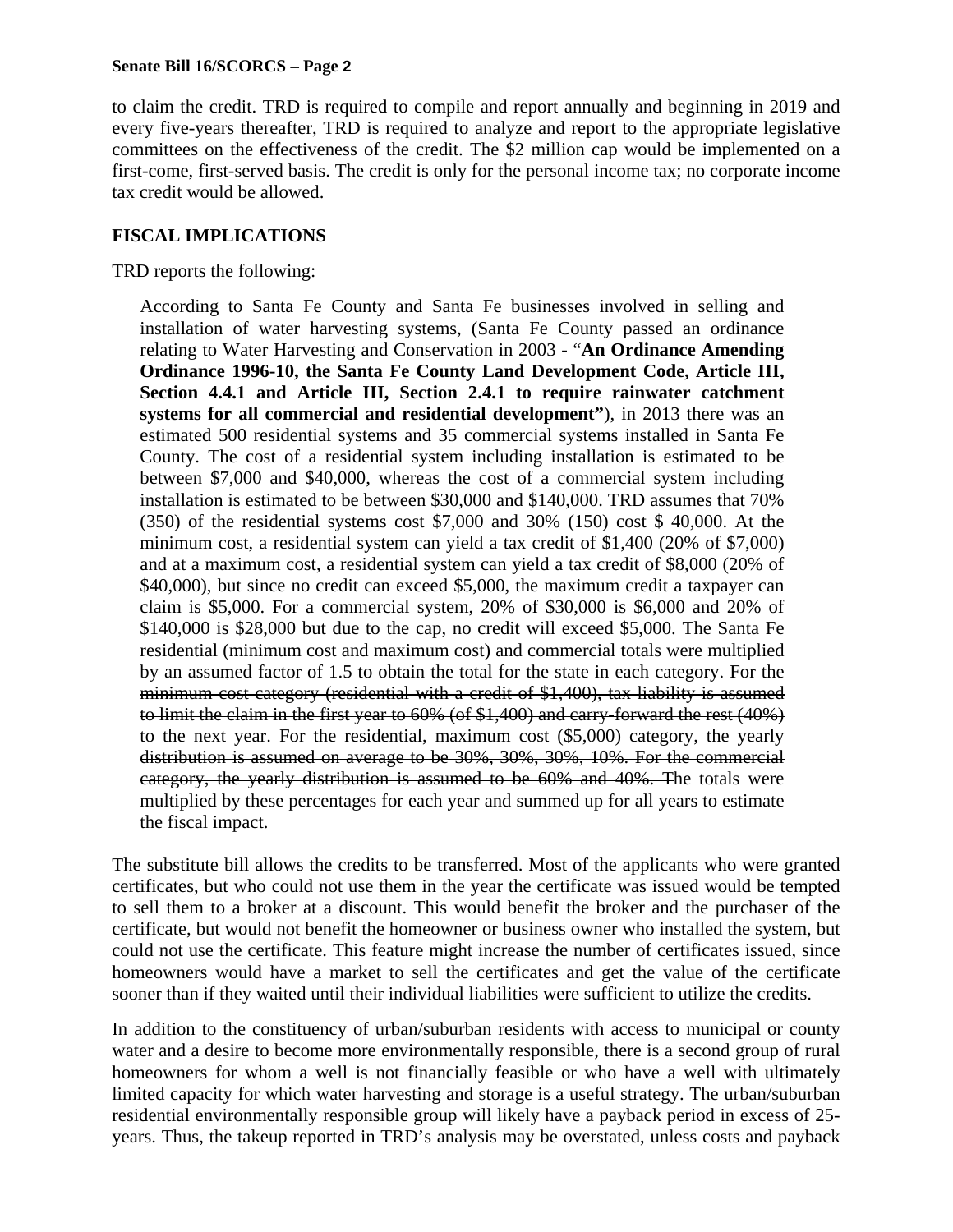to claim the credit. TRD is required to compile and report annually and beginning in 2019 and every five-years thereafter, TRD is required to analyze and report to the appropriate legislative committees on the effectiveness of the credit. The $2 million cap would be implemented on a first-come, first-served basis. The credit is only for the personal income tax; no corporate income tax credit would be allowed.

## FISCAL IMPLICATIONS

TRD reports the following:

> According to Santa Fe County and Santa Fe businesses involved in selling and installation of water harvesting systems, (Santa Fe County passed an ordinance relating to Water Harvesting and Conservation in 2003 - "**An Ordinance Amending Ordinance 1996-10, the Santa Fe County Land Development Code, Article III, Section 4.4.1 and Article III, Section 2.4.1 to require rainwater catchment systems for all commercial and residential development"**), in 2013 there was an estimated 500 residential systems and 35 commercial systems installed in Santa Fe County. The cost of a residential system including installation is estimated to be between $7,000 and $40,000, whereas the cost of a commercial system including installation is estimated to be between $30,000 and $140,000. TRD assumes that 70% (350) of the residential systems cost $7,000 and 30% (150) cost $ 40,000. At the minimum cost, a residential system can yield a tax credit of $1,400 (20% of $7,000) and at a maximum cost, a residential system can yield a tax credit of $8,000 (20% of $40,000), but since no credit can exceed $5,000, the maximum credit a taxpayer can claim is $5,000. For a commercial system, 20% of $30,000 is $6,000 and 20% of $140,000 is $28,000 but due to the cap, no credit will exceed $5,000. The Santa Fe residential (minimum cost and maximum cost) and commercial totals were multiplied by an assumed factor of 1.5 to obtain the total for the state in each category. ~~For the minimum cost category (residential with a credit of $1,400), tax liability is assumed to limit the claim in the first year to 60% (of $1,400) and carry-forward the rest (40%) to the next year. For the residential, maximum cost ($5,000) category, the yearly distribution is assumed on average to be 30%, 30%, 30%, 10%. For the commercial category, the yearly distribution is assumed to be 60% and 40%. T~~he totals were multiplied by these percentages for each year and summed up for all years to estimate the fiscal impact.

The substitute bill allows the credits to be transferred. Most of the applicants who were granted certificates, but who could not use them in the year the certificate was issued would be tempted to sell them to a broker at a discount. This would benefit the broker and the purchaser of the certificate, but would not benefit the homeowner or business owner who installed the system, but could not use the certificate. This feature might increase the number of certificates issued, since homeowners would have a market to sell the certificates and get the value of the certificate sooner than if they waited until their individual liabilities were sufficient to utilize the credits.

In addition to the constituency of urban/suburban residents with access to municipal or county water and a desire to become more environmentally responsible, there is a second group of rural homeowners for whom a well is not financially feasible or who have a well with ultimately limited capacity for which water harvesting and storage is a useful strategy. The urban/suburban residential environmentally responsible group will likely have a payback period in excess of 25-years. Thus, the takeup reported in TRD's analysis may be overstated, unless costs and payback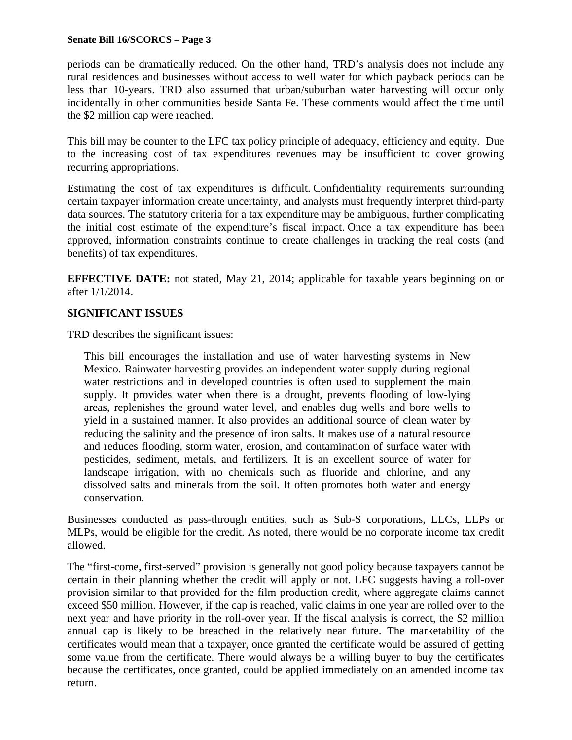periods can be dramatically reduced. On the other hand, TRD's analysis does not include any rural residences and businesses without access to well water for which payback periods can be less than 10-years. TRD also assumed that urban/suburban water harvesting will occur only incidentally in other communities beside Santa Fe. These comments would affect the time until the $2 million cap were reached.

This bill may be counter to the LFC tax policy principle of adequacy, efficiency and equity. Due to the increasing cost of tax expenditures revenues may be insufficient to cover growing recurring appropriations.

Estimating the cost of tax expenditures is difficult. Confidentiality requirements surrounding certain taxpayer information create uncertainty, and analysts must frequently interpret third-party data sources. The statutory criteria for a tax expenditure may be ambiguous, further complicating the initial cost estimate of the expenditure's fiscal impact. Once a tax expenditure has been approved, information constraints continue to create challenges in tracking the real costs (and benefits) of tax expenditures.

**EFFECTIVE DATE:** not stated, May 21, 2014; applicable for taxable years beginning on or after 1/1/2014.

**SIGNIFICANT ISSUES**

TRD describes the significant issues:

> This bill encourages the installation and use of water harvesting systems in New Mexico. Rainwater harvesting provides an independent water supply during regional water restrictions and in developed countries is often used to supplement the main supply. It provides water when there is a drought, prevents flooding of low-lying areas, replenishes the ground water level, and enables dug wells and bore wells to yield in a sustained manner. It also provides an additional source of clean water by reducing the salinity and the presence of iron salts. It makes use of a natural resource and reduces flooding, storm water, erosion, and contamination of surface water with pesticides, sediment, metals, and fertilizers. It is an excellent source of water for landscape irrigation, with no chemicals such as fluoride and chlorine, and any dissolved salts and minerals from the soil. It often promotes both water and energy conservation.

Businesses conducted as pass-through entities, such as Sub-S corporations, LLCs, LLPs or MLPs, would be eligible for the credit. As noted, there would be no corporate income tax credit allowed.

The "first-come, first-served" provision is generally not good policy because taxpayers cannot be certain in their planning whether the credit will apply or not. LFC suggests having a roll-over provision similar to that provided for the film production credit, where aggregate claims cannot exceed $50 million. However, if the cap is reached, valid claims in one year are rolled over to the next year and have priority in the roll-over year. If the fiscal analysis is correct, the $2 million annual cap is likely to be breached in the relatively near future. The marketability of the certificates would mean that a taxpayer, once granted the certificate would be assured of getting some value from the certificate. There would always be a willing buyer to buy the certificates because the certificates, once granted, could be applied immediately on an amended income tax return.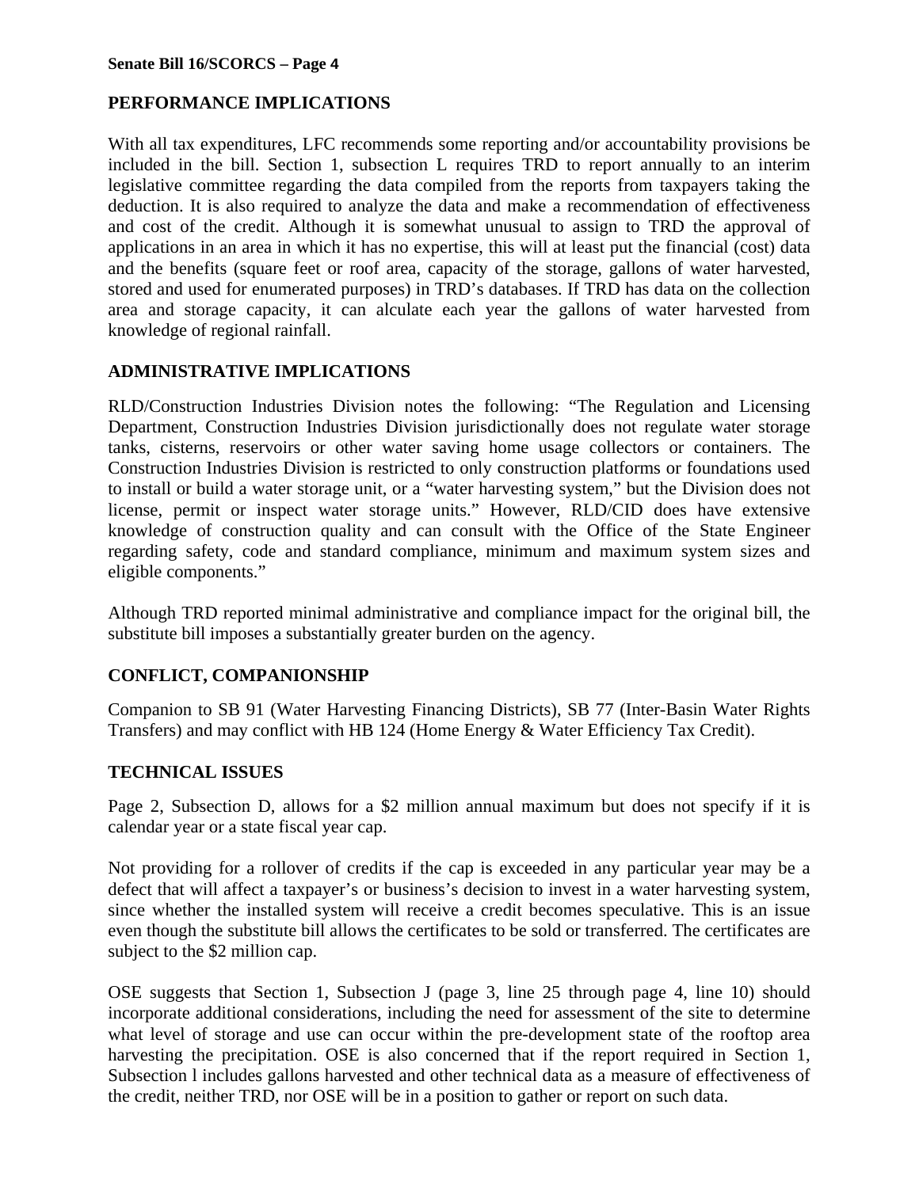## PERFORMANCE IMPLICATIONS

With all tax expenditures, LFC recommends some reporting and/or accountability provisions be included in the bill. Section 1, subsection L requires TRD to report annually to an interim legislative committee regarding the data compiled from the reports from taxpayers taking the deduction. It is also required to analyze the data and make a recommendation of effectiveness and cost of the credit. Although it is somewhat unusual to assign to TRD the approval of applications in an area in which it has no expertise, this will at least put the financial (cost) data and the benefits (square feet or roof area, capacity of the storage, gallons of water harvested, stored and used for enumerated purposes) in TRD's databases. If TRD has data on the collection area and storage capacity, it can alculate each year the gallons of water harvested from knowledge of regional rainfall.

## ADMINISTRATIVE IMPLICATIONS

RLD/Construction Industries Division notes the following: "The Regulation and Licensing Department, Construction Industries Division jurisdictionally does not regulate water storage tanks, cisterns, reservoirs or other water saving home usage collectors or containers. The Construction Industries Division is restricted to only construction platforms or foundations used to install or build a water storage unit, or a "water harvesting system," but the Division does not license, permit or inspect water storage units." However, RLD/CID does have extensive knowledge of construction quality and can consult with the Office of the State Engineer regarding safety, code and standard compliance, minimum and maximum system sizes and eligible components."

Although TRD reported minimal administrative and compliance impact for the original bill, the substitute bill imposes a substantially greater burden on the agency.

## CONFLICT, COMPANIONSHIP

Companion to SB 91 (Water Harvesting Financing Districts), SB 77 (Inter-Basin Water Rights Transfers) and may conflict with HB 124 (Home Energy & Water Efficiency Tax Credit).

## TECHNICAL ISSUES

Page 2, Subsection D, allows for a $2 million annual maximum but does not specify if it is calendar year or a state fiscal year cap.

Not providing for a rollover of credits if the cap is exceeded in any particular year may be a defect that will affect a taxpayer's or business's decision to invest in a water harvesting system, since whether the installed system will receive a credit becomes speculative. This is an issue even though the substitute bill allows the certificates to be sold or transferred. The certificates are subject to the $2 million cap.

OSE suggests that Section 1, Subsection J (page 3, line 25 through page 4, line 10) should incorporate additional considerations, including the need for assessment of the site to determine what level of storage and use can occur within the pre-development state of the rooftop area harvesting the precipitation. OSE is also concerned that if the report required in Section 1, Subsection l includes gallons harvested and other technical data as a measure of effectiveness of the credit, neither TRD, nor OSE will be in a position to gather or report on such data.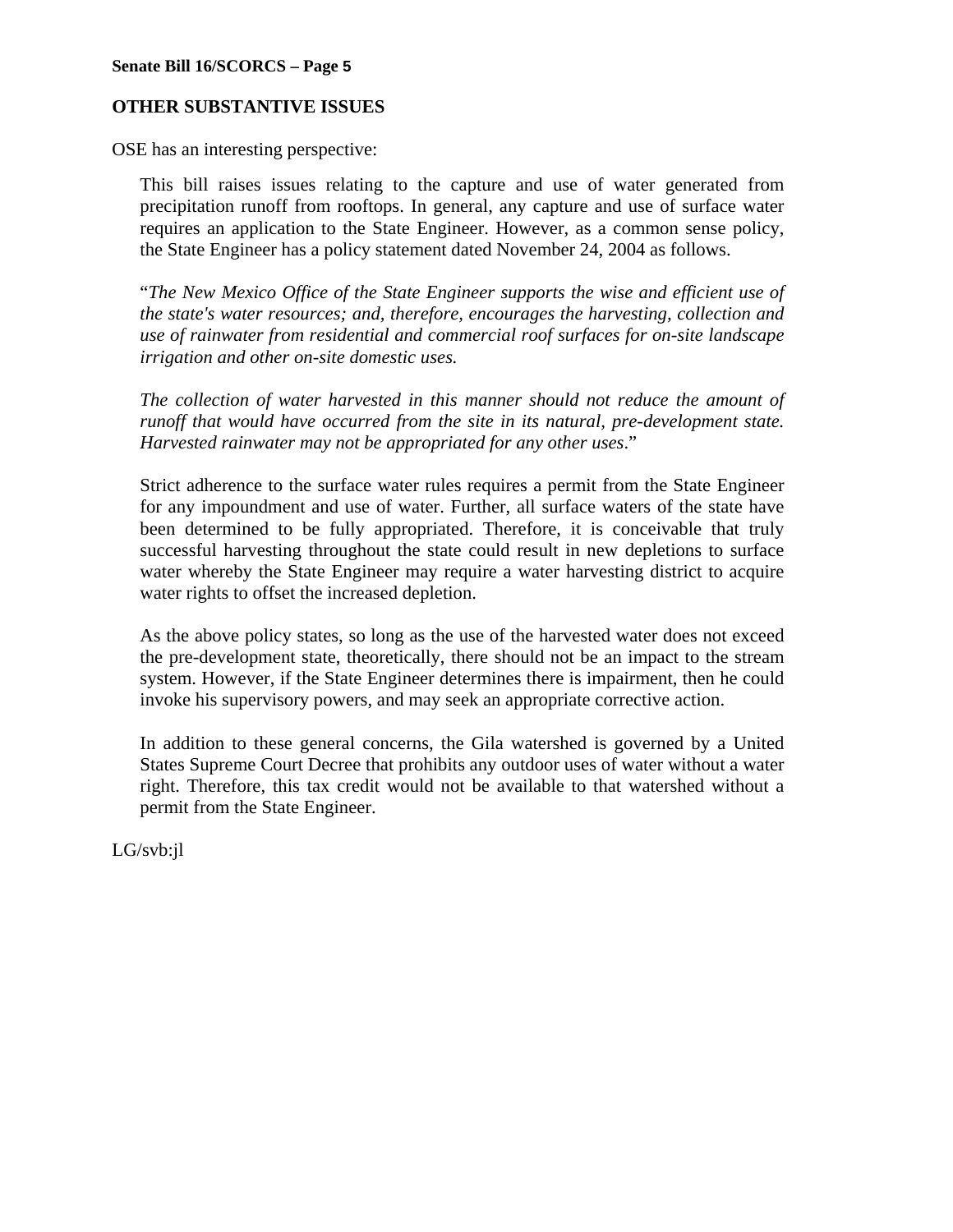## OTHER SUBSTANTIVE ISSUES

OSE has an interesting perspective:

> This bill raises issues relating to the capture and use of water generated from precipitation runoff from rooftops. In general, any capture and use of surface water requires an application to the State Engineer. However, as a common sense policy, the State Engineer has a policy statement dated November 24, 2004 as follows.
>
> "*The New Mexico Office of the State Engineer supports the wise and efficient use of the state's water resources; and, therefore, encourages the harvesting, collection and use of rainwater from residential and commercial roof surfaces for on-site landscape irrigation and other on-site domestic uses.*
>
> *The collection of water harvested in this manner should not reduce the amount of runoff that would have occurred from the site in its natural, pre-development state. Harvested rainwater may not be appropriated for any other uses*."
>
> Strict adherence to the surface water rules requires a permit from the State Engineer for any impoundment and use of water. Further, all surface waters of the state have been determined to be fully appropriated. Therefore, it is conceivable that truly successful harvesting throughout the state could result in new depletions to surface water whereby the State Engineer may require a water harvesting district to acquire water rights to offset the increased depletion.
>
> As the above policy states, so long as the use of the harvested water does not exceed the pre-development state, theoretically, there should not be an impact to the stream system. However, if the State Engineer determines there is impairment, then he could invoke his supervisory powers, and may seek an appropriate corrective action.
>
> In addition to these general concerns, the Gila watershed is governed by a United States Supreme Court Decree that prohibits any outdoor uses of water without a water right. Therefore, this tax credit would not be available to that watershed without a permit from the State Engineer.

LG/svb:jl